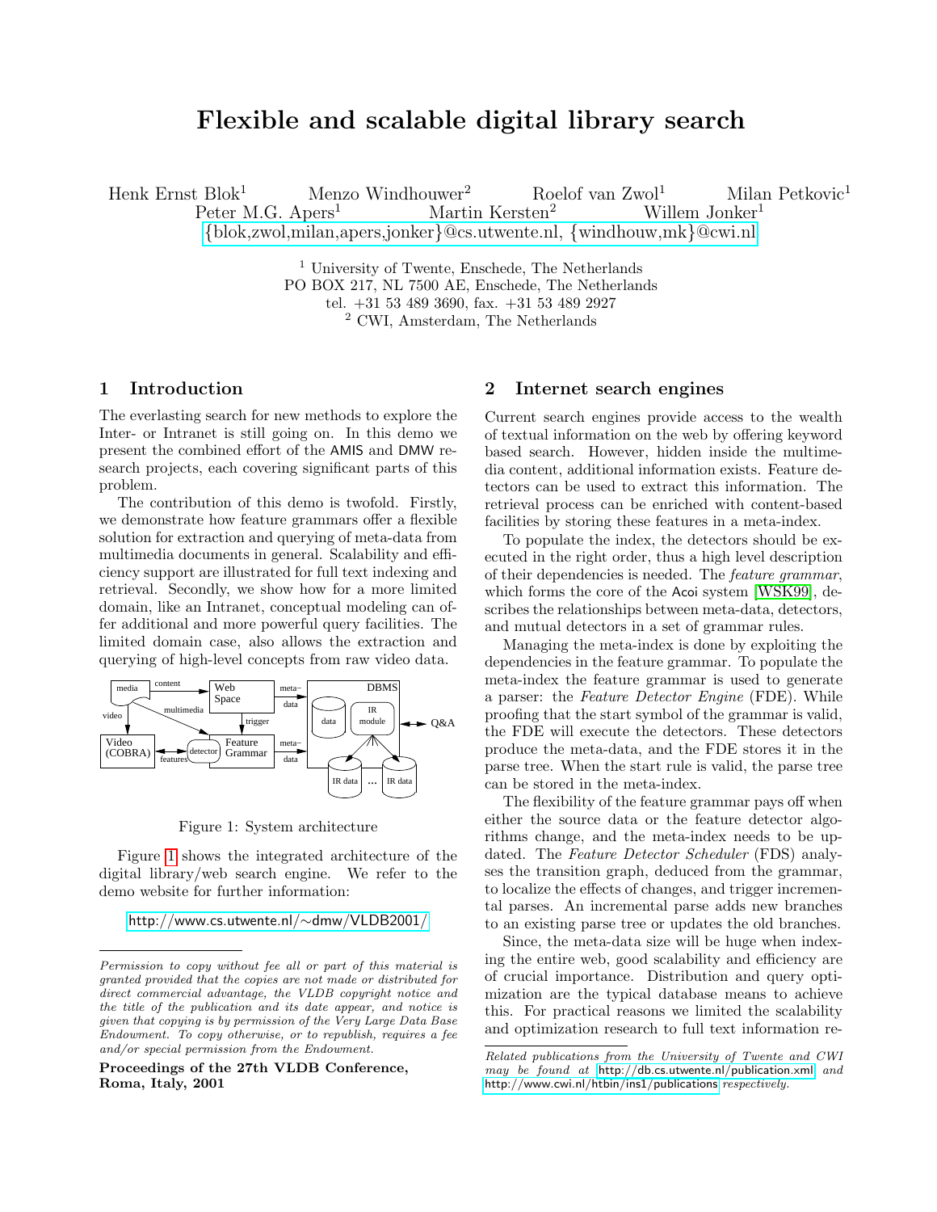# Flexible and scalable digital library search

Henk Ernst Blok[1] Menzo Windhouwer[2] Roelof van Zwol[1] Milan Petkovic[1]
Peter M.G. Apers[1] Martin Kersten[2] Willem Jonker[1]
{blok,zwol,milan,apers,jonker}@cs.utwente.nl, {windhouw,mk}@cwi.nl

[1] University of Twente, Enschede, The Netherlands
PO BOX 217, NL 7500 AE, Enschede, The Netherlands
tel. +31 53 489 3690, fax. +31 53 489 2927
[2] CWI, Amsterdam, The Netherlands

## 1 Introduction

The everlasting search for new methods to explore the Inter- or Intranet is still going on. In this demo we present the combined effort of the AMIS and DMW research projects, each covering significant parts of this problem.

The contribution of this demo is twofold. Firstly, we demonstrate how feature grammars offer a flexible solution for extraction and querying of meta-data from multimedia documents in general. Scalability and efficiency support are illustrated for full text indexing and retrieval. Secondly, we show how for a more limited domain, like an Intranet, conceptual modeling can offer additional and more powerful query facilities. The limited domain case, also allows the extraction and querying of high-level concepts from raw video data.

Figure 1: System architecture

Figure 1 shows the integrated architecture of the digital library/web search engine. We refer to the demo website for further information:

http://www.cs.utwente.nl/∼dmw/VLDB2001/

*Permission to copy without fee all or part of this material is granted provided that the copies are not made or distributed for direct commercial advantage, the VLDB copyright notice and the title of the publication and its date appear, and notice is given that copying is by permission of the Very Large Data Base Endowment. To copy otherwise, or to republish, requires a fee and/or special permission from the Endowment.*

**Proceedings of the 27th VLDB Conference, Roma, Italy, 2001**

## 2 Internet search engines

Current search engines provide access to the wealth of textual information on the web by offering keyword based search. However, hidden inside the multimedia content, additional information exists. Feature detectors can be used to extract this information. The retrieval process can be enriched with content-based facilities by storing these features in a meta-index.

To populate the index, the detectors should be executed in the right order, thus a high level description of their dependencies is needed. The *feature grammar*, which forms the core of the Acoi system [WSK99], describes the relationships between meta-data, detectors, and mutual detectors in a set of grammar rules.

Managing the meta-index is done by exploiting the dependencies in the feature grammar. To populate the meta-index the feature grammar is used to generate a parser: the *Feature Detector Engine* (FDE). While proofing that the start symbol of the grammar is valid, the FDE will execute the detectors. These detectors produce the meta-data, and the FDE stores it in the parse tree. When the start rule is valid, the parse tree can be stored in the meta-index.

The flexibility of the feature grammar pays off when either the source data or the feature detector algorithms change, and the meta-index needs to be updated. The *Feature Detector Scheduler* (FDS) analyses the transition graph, deduced from the grammar, to localize the effects of changes, and trigger incremental parses. An incremental parse adds new branches to an existing parse tree or updates the old branches.

Since, the meta-data size will be huge when indexing the entire web, good scalability and efficiency are of crucial importance. Distribution and query optimization are the typical database means to achieve this. For practical reasons we limited the scalability and optimization research to full text information re-

*Related publications from the University of Twente and CWI may be found at* http://db.cs.utwente.nl/publication.xml *and* http://www.cwi.nl/htbin/ins1/publications *respectively.*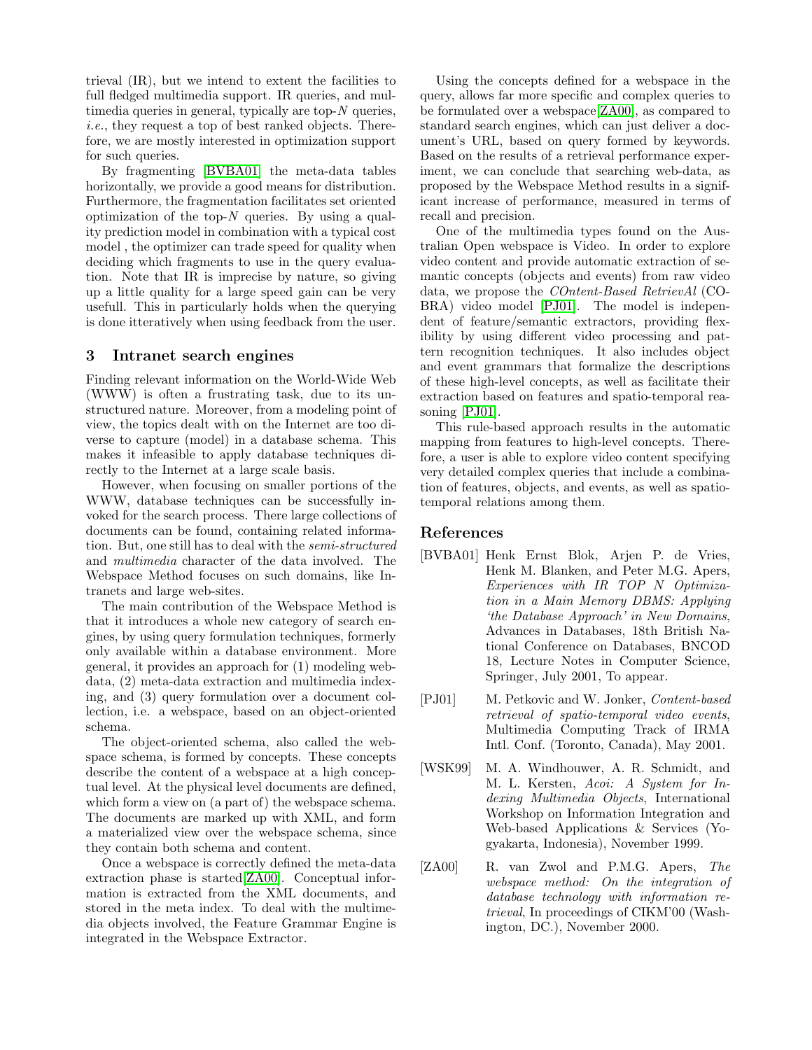trieval (IR), but we intend to extent the facilities to full fledged multimedia support. IR queries, and multimedia queries in general, typically are top-$N$ queries, *i.e.*, they request a top of best ranked objects. Therefore, we are mostly interested in optimization support for such queries.

By fragmenting [BVBA01] the meta-data tables horizontally, we provide a good means for distribution. Furthermore, the fragmentation facilitates set oriented optimization of the top-$N$ queries. By using a quality prediction model in combination with a typical cost model , the optimizer can trade speed for quality when deciding which fragments to use in the query evaluation. Note that IR is imprecise by nature, so giving up a little quality for a large speed gain can be very usefull. This in particularly holds when the querying is done itteratively when using feedback from the user.

## 3 Intranet search engines

Finding relevant information on the World-Wide Web (WWW) is often a frustrating task, due to its unstructured nature. Moreover, from a modeling point of view, the topics dealt with on the Internet are too diverse to capture (model) in a database schema. This makes it infeasible to apply database techniques directly to the Internet at a large scale basis.

However, when focusing on smaller portions of the WWW, database techniques can be successfully invoked for the search process. There large collections of documents can be found, containing related information. But, one still has to deal with the *semi-structured* and *multimedia* character of the data involved. The Webspace Method focuses on such domains, like Intranets and large web-sites.

The main contribution of the Webspace Method is that it introduces a whole new category of search engines, by using query formulation techniques, formerly only available within a database environment. More general, it provides an approach for (1) modeling web-data, (2) meta-data extraction and multimedia indexing, and (3) query formulation over a document collection, i.e. a webspace, based on an object-oriented schema.

The object-oriented schema, also called the webspace schema, is formed by concepts. These concepts describe the content of a webspace at a high conceptual level. At the physical level documents are defined, which form a view on (a part of) the webspace schema. The documents are marked up with XML, and form a materialized view over the webspace schema, since they contain both schema and content.

Once a webspace is correctly defined the meta-data extraction phase is started[ZA00]. Conceptual information is extracted from the XML documents, and stored in the meta index. To deal with the multimedia objects involved, the Feature Grammar Engine is integrated in the Webspace Extractor.

Using the concepts defined for a webspace in the query, allows far more specific and complex queries to be formulated over a webspace[ZA00], as compared to standard search engines, which can just deliver a document's URL, based on query formed by keywords. Based on the results of a retrieval performance experiment, we can conclude that searching web-data, as proposed by the Webspace Method results in a significant increase of performance, measured in terms of recall and precision.

One of the multimedia types found on the Australian Open webspace is Video. In order to explore video content and provide automatic extraction of semantic concepts (objects and events) from raw video data, we propose the *COntent-Based RetrievAl* (COBRA) video model [PJ01]. The model is independent of feature/semantic extractors, providing flexibility by using different video processing and pattern recognition techniques. It also includes object and event grammars that formalize the descriptions of these high-level concepts, as well as facilitate their extraction based on features and spatio-temporal reasoning [PJ01].

This rule-based approach results in the automatic mapping from features to high-level concepts. Therefore, a user is able to explore video content specifying very detailed complex queries that include a combination of features, objects, and events, as well as spatio-temporal relations among them.

## References

[BVBA01] Henk Ernst Blok, Arjen P. de Vries, Henk M. Blanken, and Peter M.G. Apers, *Experiences with IR TOP N Optimization in a Main Memory DBMS: Applying 'the Database Approach' in New Domains*, Advances in Databases, 18th British National Conference on Databases, BNCOD 18, Lecture Notes in Computer Science, Springer, July 2001, To appear.

[PJ01] M. Petkovic and W. Jonker, *Content-based retrieval of spatio-temporal video events*, Multimedia Computing Track of IRMA Intl. Conf. (Toronto, Canada), May 2001.

[WSK99] M. A. Windhouwer, A. R. Schmidt, and M. L. Kersten, *Acoi: A System for Indexing Multimedia Objects*, International Workshop on Information Integration and Web-based Applications & Services (Yogyakarta, Indonesia), November 1999.

[ZA00] R. van Zwol and P.M.G. Apers, *The webspace method: On the integration of database technology with information retrieval*, In proceedings of CIKM'00 (Washington, DC.), November 2000.